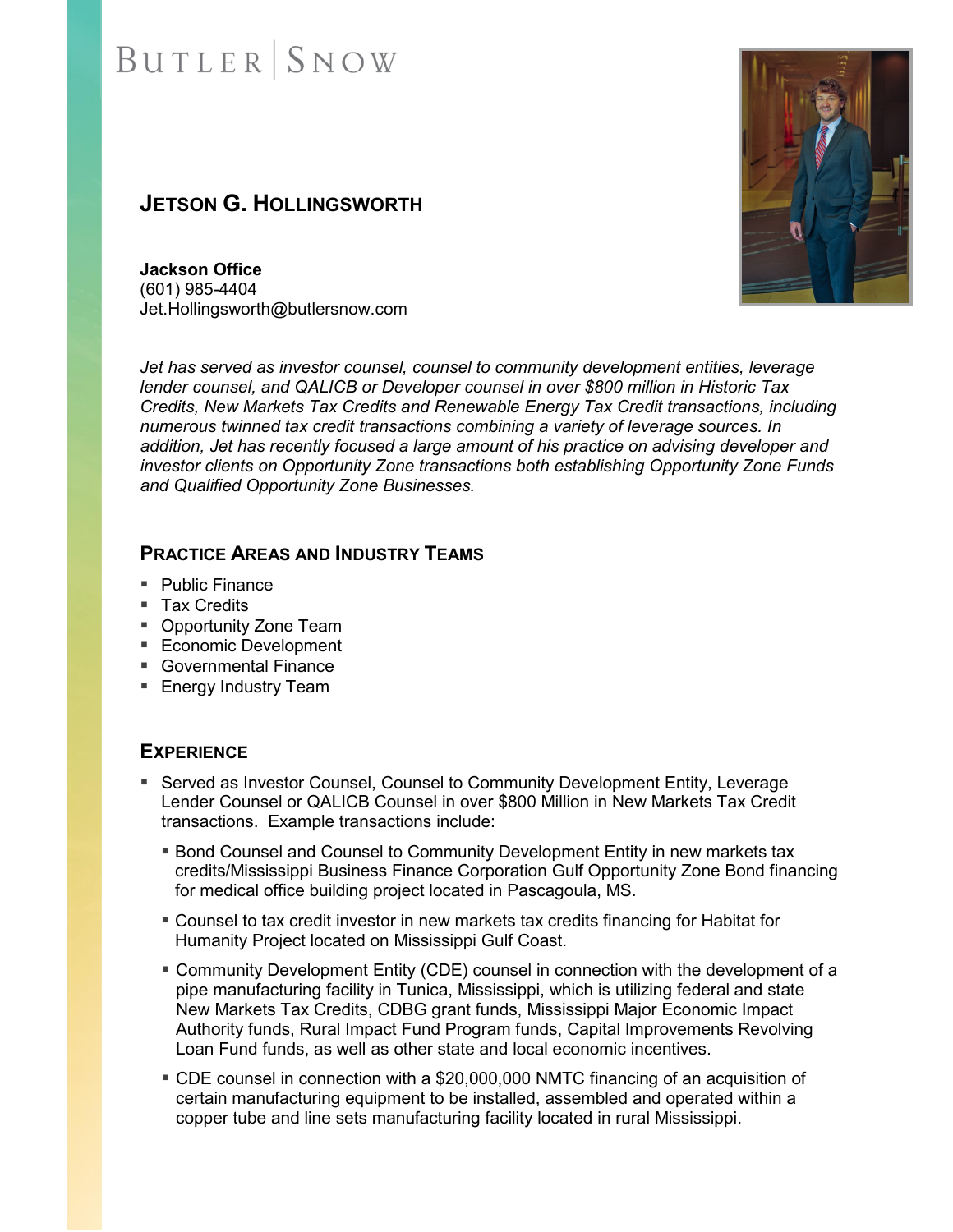BUTLER | SNOW

# JETSON G. HOLLINGSWORTH

**Jackson Office**
(601) 985-4404
Jet.Hollingsworth@butlersnow.com

*Jet has served as investor counsel, counsel to community development entities, leverage lender counsel, and QALICB or Developer counsel in over $800 million in Historic Tax Credits, New Markets Tax Credits and Renewable Energy Tax Credit transactions, including numerous twinned tax credit transactions combining a variety of leverage sources. In addition, Jet has recently focused a large amount of his practice on advising developer and investor clients on Opportunity Zone transactions both establishing Opportunity Zone Funds and Qualified Opportunity Zone Businesses.*

## PRACTICE AREAS AND INDUSTRY TEAMS

- Public Finance
- Tax Credits
- Opportunity Zone Team
- Economic Development
- Governmental Finance
- Energy Industry Team

## EXPERIENCE

- Served as Investor Counsel, Counsel to Community Development Entity, Leverage Lender Counsel or QALICB Counsel in over $800 Million in New Markets Tax Credit transactions. Example transactions include:
  - Bond Counsel and Counsel to Community Development Entity in new markets tax credits/Mississippi Business Finance Corporation Gulf Opportunity Zone Bond financing for medical office building project located in Pascagoula, MS.
  - Counsel to tax credit investor in new markets tax credits financing for Habitat for Humanity Project located on Mississippi Gulf Coast.
  - Community Development Entity (CDE) counsel in connection with the development of a pipe manufacturing facility in Tunica, Mississippi, which is utilizing federal and state New Markets Tax Credits, CDBG grant funds, Mississippi Major Economic Impact Authority funds, Rural Impact Fund Program funds, Capital Improvements Revolving Loan Fund funds, as well as other state and local economic incentives.
  - CDE counsel in connection with a $20,000,000 NMTC financing of an acquisition of certain manufacturing equipment to be installed, assembled and operated within a copper tube and line sets manufacturing facility located in rural Mississippi.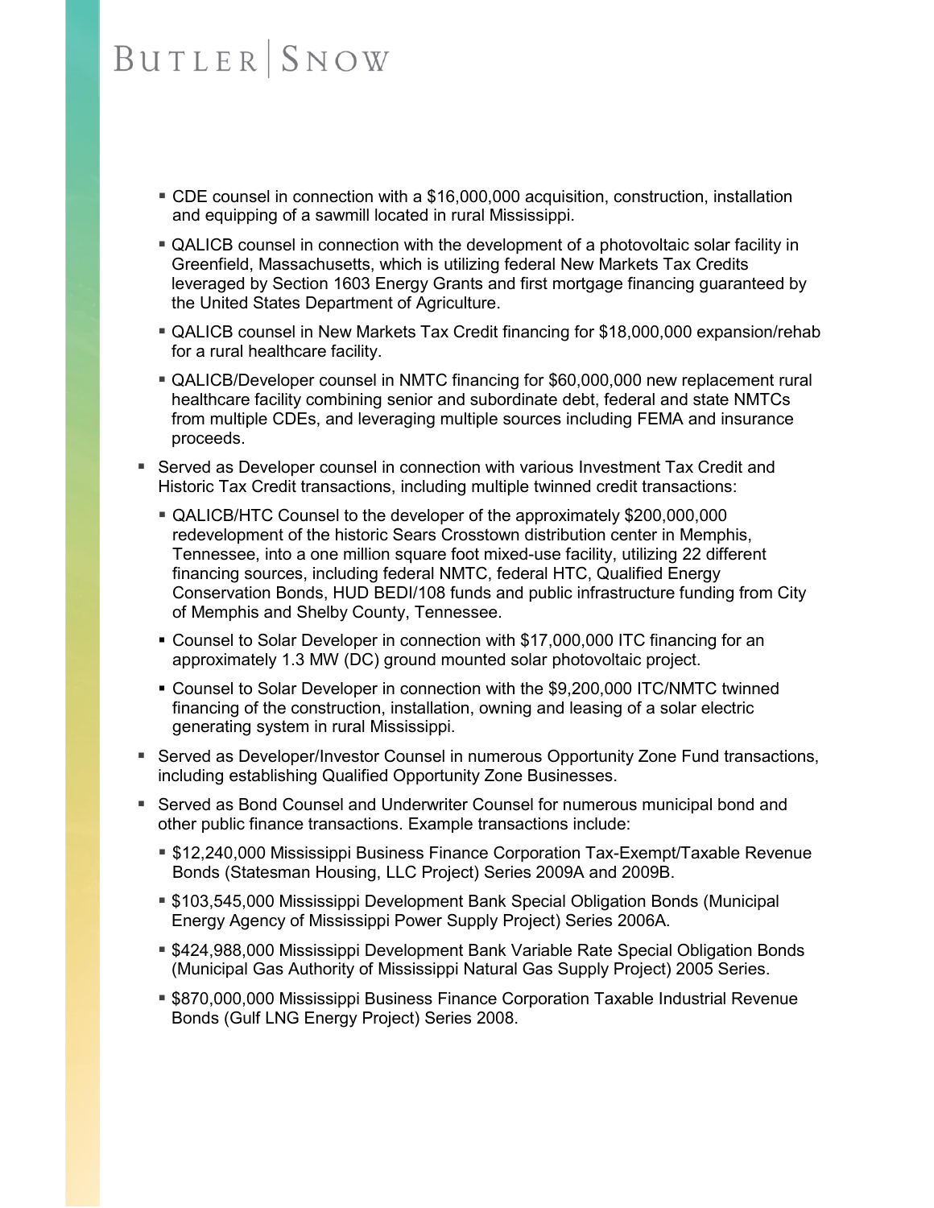- CDE counsel in connection with a $16,000,000 acquisition, construction, installation and equipping of a sawmill located in rural Mississippi.
  - QALICB counsel in connection with the development of a photovoltaic solar facility in Greenfield, Massachusetts, which is utilizing federal New Markets Tax Credits leveraged by Section 1603 Energy Grants and first mortgage financing guaranteed by the United States Department of Agriculture.
  - QALICB counsel in New Markets Tax Credit financing for $18,000,000 expansion/rehab for a rural healthcare facility.
  - QALICB/Developer counsel in NMTC financing for $60,000,000 new replacement rural healthcare facility combining senior and subordinate debt, federal and state NMTCs from multiple CDEs, and leveraging multiple sources including FEMA and insurance proceeds.
- Served as Developer counsel in connection with various Investment Tax Credit and Historic Tax Credit transactions, including multiple twinned credit transactions:
  - QALICB/HTC Counsel to the developer of the approximately $200,000,000 redevelopment of the historic Sears Crosstown distribution center in Memphis, Tennessee, into a one million square foot mixed-use facility, utilizing 22 different financing sources, including federal NMTC, federal HTC, Qualified Energy Conservation Bonds, HUD BEDI/108 funds and public infrastructure funding from City of Memphis and Shelby County, Tennessee.
  - Counsel to Solar Developer in connection with $17,000,000 ITC financing for an approximately 1.3 MW (DC) ground mounted solar photovoltaic project.
  - Counsel to Solar Developer in connection with the $9,200,000 ITC/NMTC twinned financing of the construction, installation, owning and leasing of a solar electric generating system in rural Mississippi.
- Served as Developer/Investor Counsel in numerous Opportunity Zone Fund transactions, including establishing Qualified Opportunity Zone Businesses.
- Served as Bond Counsel and Underwriter Counsel for numerous municipal bond and other public finance transactions. Example transactions include:
  - $12,240,000 Mississippi Business Finance Corporation Tax-Exempt/Taxable Revenue Bonds (Statesman Housing, LLC Project) Series 2009A and 2009B.
  - $103,545,000 Mississippi Development Bank Special Obligation Bonds (Municipal Energy Agency of Mississippi Power Supply Project) Series 2006A.
  - $424,988,000 Mississippi Development Bank Variable Rate Special Obligation Bonds (Municipal Gas Authority of Mississippi Natural Gas Supply Project) 2005 Series.
  - $870,000,000 Mississippi Business Finance Corporation Taxable Industrial Revenue Bonds (Gulf LNG Energy Project) Series 2008.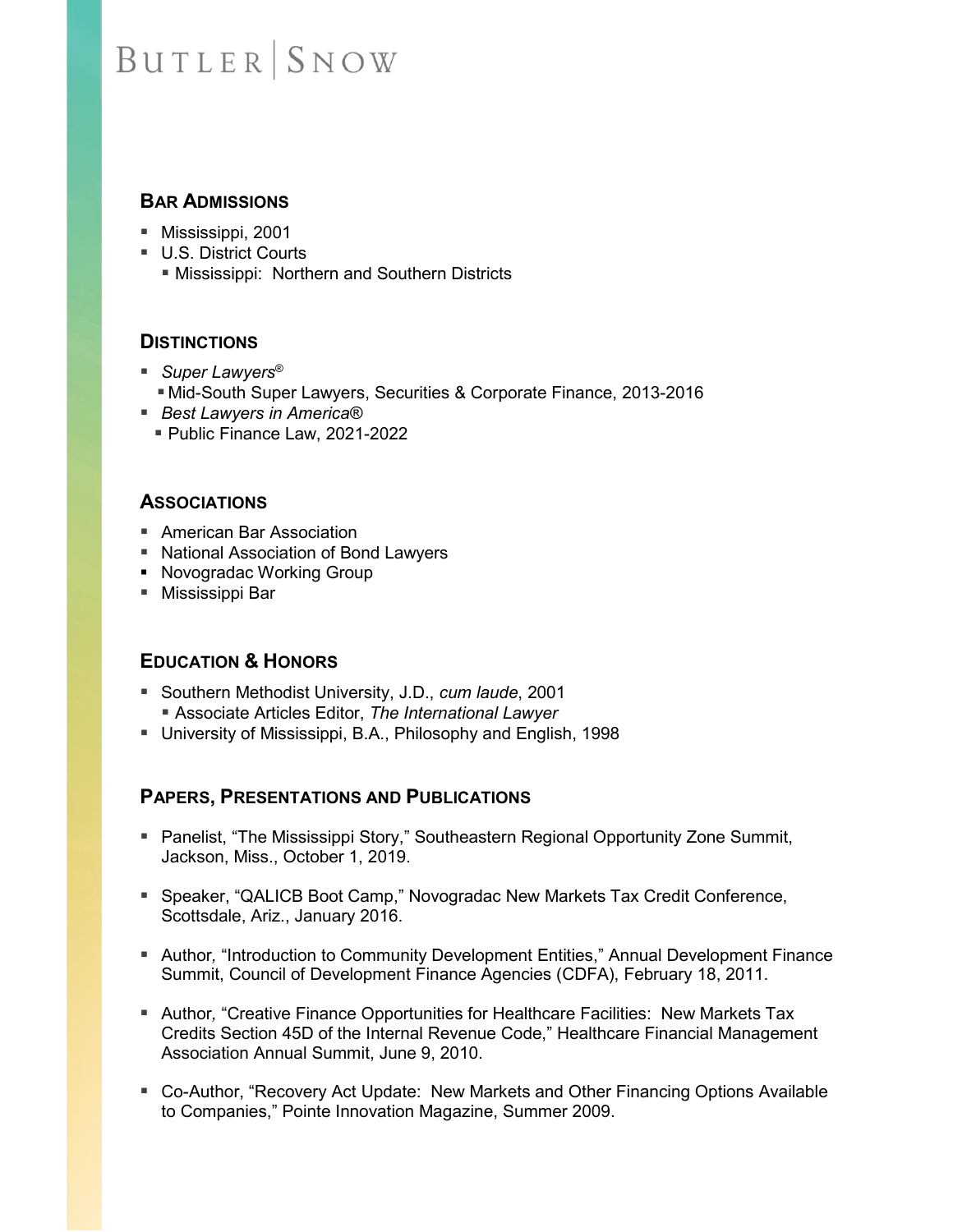## Bar Admissions

- Mississippi, 2001
- U.S. District Courts
  - Mississippi: Northern and Southern Districts

## Distinctions

- *Super Lawyers®*
  - Mid-South Super Lawyers, Securities & Corporate Finance, 2013-2016
- *Best Lawyers in America®*
  - Public Finance Law, 2021-2022

## Associations

- American Bar Association
- National Association of Bond Lawyers
- Novogradac Working Group
- Mississippi Bar

## Education & Honors

- Southern Methodist University, J.D., *cum laude*, 2001
  - Associate Articles Editor, *The International Lawyer*
- University of Mississippi, B.A., Philosophy and English, 1998

## Papers, Presentations and Publications

- Panelist, "The Mississippi Story," Southeastern Regional Opportunity Zone Summit, Jackson, Miss., October 1, 2019.
- Speaker, "QALICB Boot Camp," Novogradac New Markets Tax Credit Conference, Scottsdale, Ariz., January 2016.
- Author, "Introduction to Community Development Entities," Annual Development Finance Summit, Council of Development Finance Agencies (CDFA), February 18, 2011.
- Author, "Creative Finance Opportunities for Healthcare Facilities: New Markets Tax Credits Section 45D of the Internal Revenue Code," Healthcare Financial Management Association Annual Summit, June 9, 2010.
- Co-Author, "Recovery Act Update: New Markets and Other Financing Options Available to Companies," Pointe Innovation Magazine, Summer 2009.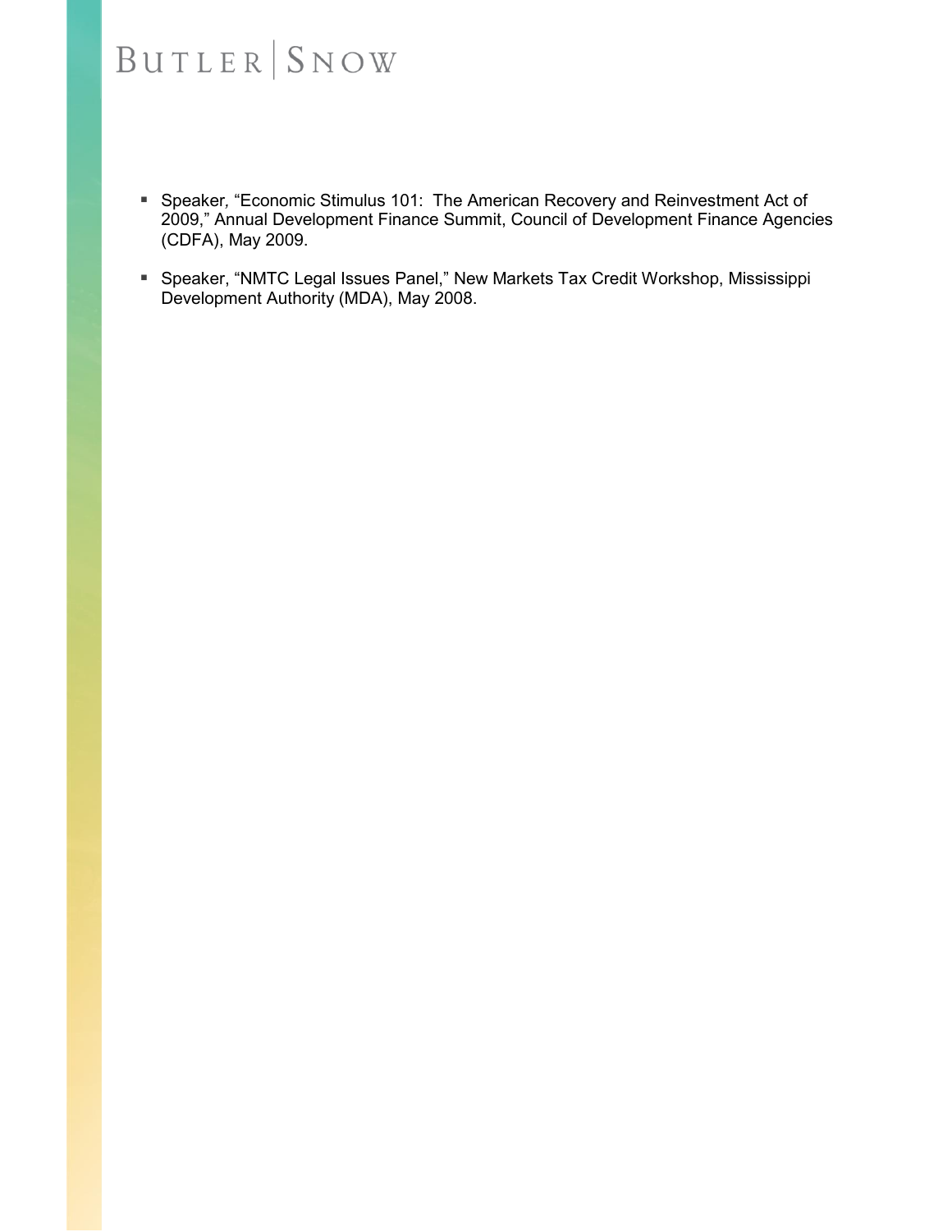- Speaker, "Economic Stimulus 101: The American Recovery and Reinvestment Act of 2009," Annual Development Finance Summit, Council of Development Finance Agencies (CDFA), May 2009.
- Speaker, "NMTC Legal Issues Panel," New Markets Tax Credit Workshop, Mississippi Development Authority (MDA), May 2008.